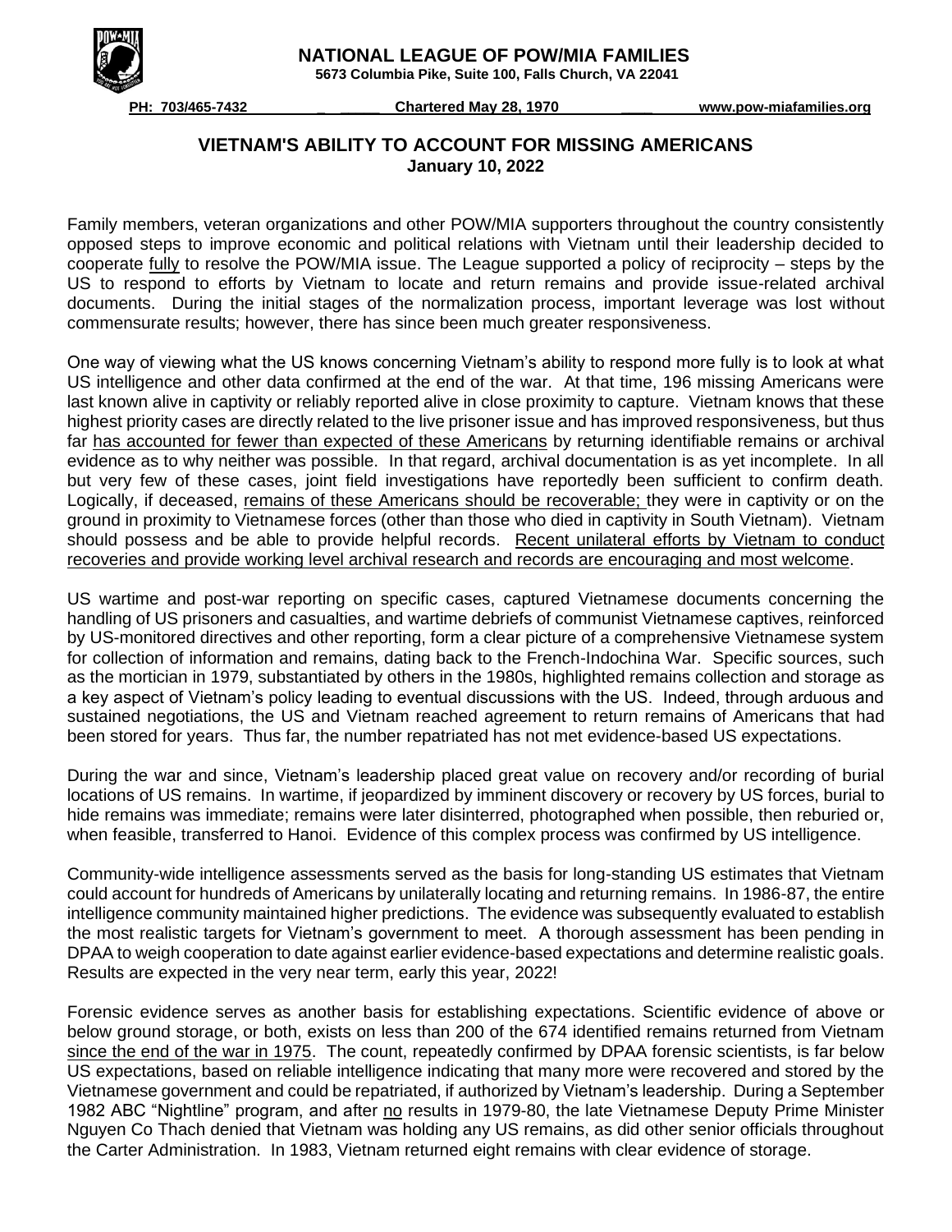# NATIONAL LEAGUE OF POW/MIA FAMILIES

**5673 Columbia Pike, Suite 100, Falls Church, VA 22041**

**PH: 703/465-7432** **Chartered May 28, 1970** **www.pow-miafamilies.org**

## VIETNAM'S ABILITY TO ACCOUNT FOR MISSING AMERICANS

**January 10, 2022**

Family members, veteran organizations and other POW/MIA supporters throughout the country consistently opposed steps to improve economic and political relations with Vietnam until their leadership decided to cooperate fully to resolve the POW/MIA issue. The League supported a policy of reciprocity – steps by the US to respond to efforts by Vietnam to locate and return remains and provide issue-related archival documents. During the initial stages of the normalization process, important leverage was lost without commensurate results; however, there has since been much greater responsiveness.

One way of viewing what the US knows concerning Vietnam's ability to respond more fully is to look at what US intelligence and other data confirmed at the end of the war. At that time, 196 missing Americans were last known alive in captivity or reliably reported alive in close proximity to capture. Vietnam knows that these highest priority cases are directly related to the live prisoner issue and has improved responsiveness, but thus far has accounted for fewer than expected of these Americans by returning identifiable remains or archival evidence as to why neither was possible. In that regard, archival documentation is as yet incomplete. In all but very few of these cases, joint field investigations have reportedly been sufficient to confirm death. Logically, if deceased, remains of these Americans should be recoverable; they were in captivity or on the ground in proximity to Vietnamese forces (other than those who died in captivity in South Vietnam). Vietnam should possess and be able to provide helpful records. Recent unilateral efforts by Vietnam to conduct recoveries and provide working level archival research and records are encouraging and most welcome.

US wartime and post-war reporting on specific cases, captured Vietnamese documents concerning the handling of US prisoners and casualties, and wartime debriefs of communist Vietnamese captives, reinforced by US-monitored directives and other reporting, form a clear picture of a comprehensive Vietnamese system for collection of information and remains, dating back to the French-Indochina War. Specific sources, such as the mortician in 1979, substantiated by others in the 1980s, highlighted remains collection and storage as a key aspect of Vietnam's policy leading to eventual discussions with the US. Indeed, through arduous and sustained negotiations, the US and Vietnam reached agreement to return remains of Americans that had been stored for years. Thus far, the number repatriated has not met evidence-based US expectations.

During the war and since, Vietnam's leadership placed great value on recovery and/or recording of burial locations of US remains. In wartime, if jeopardized by imminent discovery or recovery by US forces, burial to hide remains was immediate; remains were later disinterred, photographed when possible, then reburied or, when feasible, transferred to Hanoi. Evidence of this complex process was confirmed by US intelligence.

Community-wide intelligence assessments served as the basis for long-standing US estimates that Vietnam could account for hundreds of Americans by unilaterally locating and returning remains. In 1986-87, the entire intelligence community maintained higher predictions. The evidence was subsequently evaluated to establish the most realistic targets for Vietnam's government to meet. A thorough assessment has been pending in DPAA to weigh cooperation to date against earlier evidence-based expectations and determine realistic goals. Results are expected in the very near term, early this year, 2022!

Forensic evidence serves as another basis for establishing expectations. Scientific evidence of above or below ground storage, or both, exists on less than 200 of the 674 identified remains returned from Vietnam since the end of the war in 1975. The count, repeatedly confirmed by DPAA forensic scientists, is far below US expectations, based on reliable intelligence indicating that many more were recovered and stored by the Vietnamese government and could be repatriated, if authorized by Vietnam's leadership. During a September 1982 ABC "Nightline" program, and after no results in 1979-80, the late Vietnamese Deputy Prime Minister Nguyen Co Thach denied that Vietnam was holding any US remains, as did other senior officials throughout the Carter Administration. In 1983, Vietnam returned eight remains with clear evidence of storage.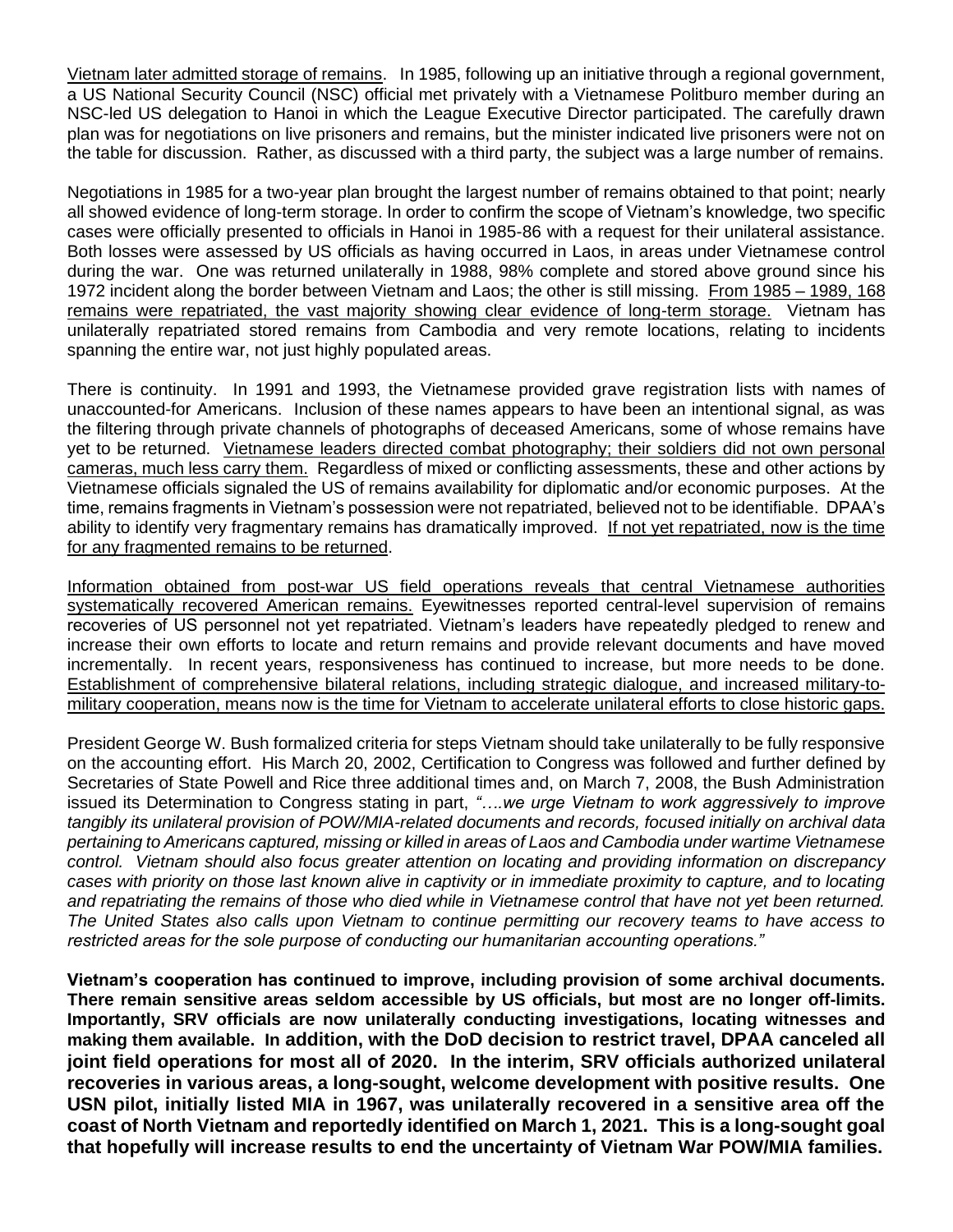<u>Vietnam later admitted storage of remains</u>. In 1985, following up an initiative through a regional government, a US National Security Council (NSC) official met privately with a Vietnamese Politburo member during an NSC-led US delegation to Hanoi in which the League Executive Director participated. The carefully drawn plan was for negotiations on live prisoners and remains, but the minister indicated live prisoners were not on the table for discussion. Rather, as discussed with a third party, the subject was a large number of remains.

Negotiations in 1985 for a two-year plan brought the largest number of remains obtained to that point; nearly all showed evidence of long-term storage. In order to confirm the scope of Vietnam's knowledge, two specific cases were officially presented to officials in Hanoi in 1985-86 with a request for their unilateral assistance. Both losses were assessed by US officials as having occurred in Laos, in areas under Vietnamese control during the war. One was returned unilaterally in 1988, 98% complete and stored above ground since his 1972 incident along the border between Vietnam and Laos; the other is still missing. <u>From 1985 – 1989, 168 remains were repatriated, the vast majority showing clear evidence of long-term storage.</u> Vietnam has unilaterally repatriated stored remains from Cambodia and very remote locations, relating to incidents spanning the entire war, not just highly populated areas.

There is continuity. In 1991 and 1993, the Vietnamese provided grave registration lists with names of unaccounted-for Americans. Inclusion of these names appears to have been an intentional signal, as was the filtering through private channels of photographs of deceased Americans, some of whose remains have yet to be returned. <u>Vietnamese leaders directed combat photography; their soldiers did not own personal cameras, much less carry them.</u> Regardless of mixed or conflicting assessments, these and other actions by Vietnamese officials signaled the US of remains availability for diplomatic and/or economic purposes. At the time, remains fragments in Vietnam's possession were not repatriated, believed not to be identifiable. DPAA's ability to identify very fragmentary remains has dramatically improved. <u>If not yet repatriated, now is the time for any fragmented remains to be returned</u>.

<u>Information obtained from post-war US field operations reveals that central Vietnamese authorities systematically recovered American remains.</u> Eyewitnesses reported central-level supervision of remains recoveries of US personnel not yet repatriated. Vietnam's leaders have repeatedly pledged to renew and increase their own efforts to locate and return remains and provide relevant documents and have moved incrementally. In recent years, responsiveness has continued to increase, but more needs to be done. <u>Establishment of comprehensive bilateral relations, including strategic dialogue, and increased military-to-military cooperation, means now is the time for Vietnam to accelerate unilateral efforts to close historic gaps.</u>

President George W. Bush formalized criteria for steps Vietnam should take unilaterally to be fully responsive on the accounting effort. His March 20, 2002, Certification to Congress was followed and further defined by Secretaries of State Powell and Rice three additional times and, on March 7, 2008, the Bush Administration issued its Determination to Congress stating in part, *"….we urge Vietnam to work aggressively to improve tangibly its unilateral provision of POW/MIA-related documents and records, focused initially on archival data pertaining to Americans captured, missing or killed in areas of Laos and Cambodia under wartime Vietnamese control. Vietnam should also focus greater attention on locating and providing information on discrepancy cases with priority on those last known alive in captivity or in immediate proximity to capture, and to locating and repatriating the remains of those who died while in Vietnamese control that have not yet been returned. The United States also calls upon Vietnam to continue permitting our recovery teams to have access to restricted areas for the sole purpose of conducting our humanitarian accounting operations."*

**Vietnam's cooperation has continued to improve, including provision of some archival documents. There remain sensitive areas seldom accessible by US officials, but most are no longer off-limits. Importantly, SRV officials are now unilaterally conducting investigations, locating witnesses and making them available. In addition, with the DoD decision to restrict travel, DPAA canceled all joint field operations for most all of 2020. In the interim, SRV officials authorized unilateral recoveries in various areas, a long-sought, welcome development with positive results. One USN pilot, initially listed MIA in 1967, was unilaterally recovered in a sensitive area off the coast of North Vietnam and reportedly identified on March 1, 2021. This is a long-sought goal that hopefully will increase results to end the uncertainty of Vietnam War POW/MIA families.**